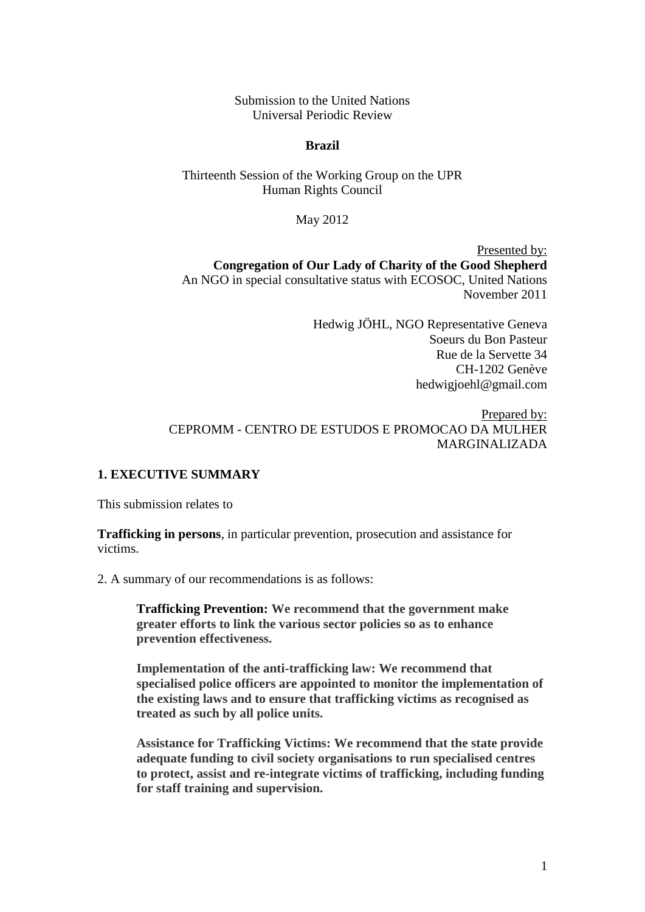Submission to the United Nations
Universal Periodic Review

**Brazil**

Thirteenth Session of the Working Group on the UPR
Human Rights Council

May 2012

Presented by:
**Congregation of Our Lady of Charity of the Good Shepherd**
An NGO in special consultative status with ECOSOC, United Nations
November 2011

Hedwig JÖHL, NGO Representative Geneva
Soeurs du Bon Pasteur
Rue de la Servette 34
CH-1202 Genève
hedwigjoehl@gmail.com

Prepared by:
CEPROMM - CENTRO DE ESTUDOS E PROMOCAO DA MULHER MARGINALIZADA

## 1. EXECUTIVE SUMMARY

This submission relates to

**Trafficking in persons**, in particular prevention, prosecution and assistance for victims.

2. A summary of our recommendations is as follows:

> **Trafficking Prevention: We recommend that the government make greater efforts to link the various sector policies so as to enhance prevention effectiveness.**
>
> **Implementation of the anti-trafficking law: We recommend that specialised police officers are appointed to monitor the implementation of the existing laws and to ensure that trafficking victims as recognised as treated as such by all police units.**
>
> **Assistance for Trafficking Victims: We recommend that the state provide adequate funding to civil society organisations to run specialised centres to protect, assist and re-integrate victims of trafficking, including funding for staff training and supervision.**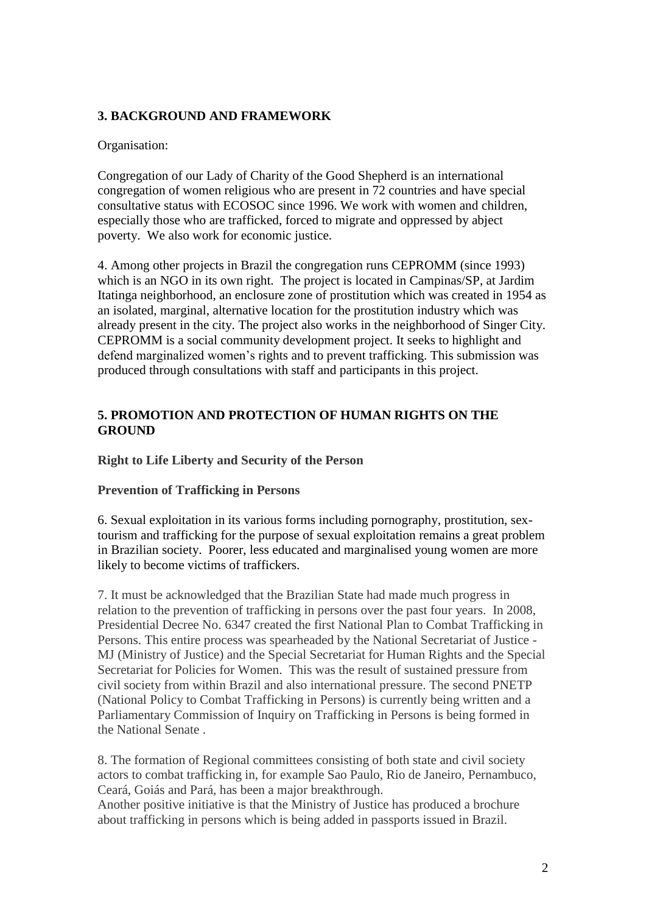## 3. BACKGROUND AND FRAMEWORK

Organisation:

Congregation of our Lady of Charity of the Good Shepherd is an international congregation of women religious who are present in 72 countries and have special consultative status with ECOSOC since 1996. We work with women and children, especially those who are trafficked, forced to migrate and oppressed by abject poverty. We also work for economic justice.

4. Among other projects in Brazil the congregation runs CEPROMM (since 1993) which is an NGO in its own right. The project is located in Campinas/SP, at Jardim Itatinga neighborhood, an enclosure zone of prostitution which was created in 1954 as an isolated, marginal, alternative location for the prostitution industry which was already present in the city. The project also works in the neighborhood of Singer City. CEPROMM is a social community development project. It seeks to highlight and defend marginalized women's rights and to prevent trafficking. This submission was produced through consultations with staff and participants in this project.

## 5. PROMOTION AND PROTECTION OF HUMAN RIGHTS ON THE GROUND

**Right to Life Liberty and Security of the Person**

**Prevention of Trafficking in Persons**

6. Sexual exploitation in its various forms including pornography, prostitution, sex-tourism and trafficking for the purpose of sexual exploitation remains a great problem in Brazilian society. Poorer, less educated and marginalised young women are more likely to become victims of traffickers.

7. It must be acknowledged that the Brazilian State had made much progress in relation to the prevention of trafficking in persons over the past four years. In 2008, Presidential Decree No. 6347 created the first National Plan to Combat Trafficking in Persons. This entire process was spearheaded by the National Secretariat of Justice - MJ (Ministry of Justice) and the Special Secretariat for Human Rights and the Special Secretariat for Policies for Women. This was the result of sustained pressure from civil society from within Brazil and also international pressure. The second PNETP (National Policy to Combat Trafficking in Persons) is currently being written and a Parliamentary Commission of Inquiry on Trafficking in Persons is being formed in the National Senate .

8. The formation of Regional committees consisting of both state and civil society actors to combat trafficking in, for example Sao Paulo, Rio de Janeiro, Pernambuco, Ceará, Goiás and Pará, has been a major breakthrough.
Another positive initiative is that the Ministry of Justice has produced a brochure about trafficking in persons which is being added in passports issued in Brazil.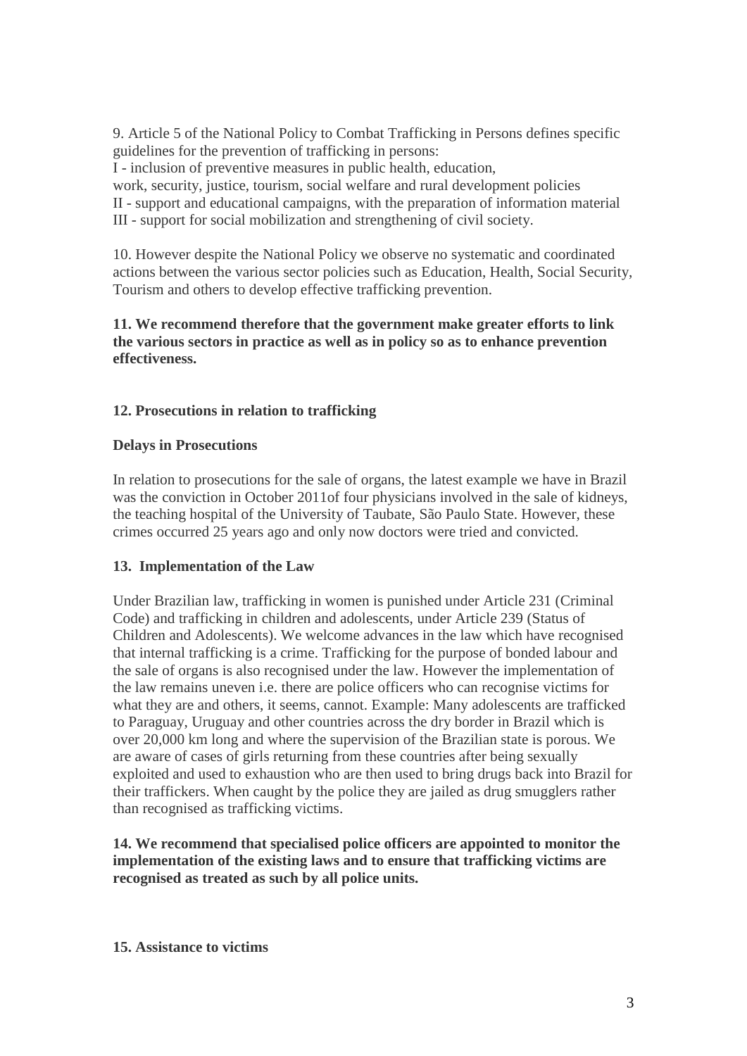9. Article 5 of the National Policy to Combat Trafficking in Persons defines specific guidelines for the prevention of trafficking in persons:
I - inclusion of preventive measures in public health, education, work, security, justice, tourism, social welfare and rural development policies
II - support and educational campaigns, with the preparation of information material
III - support for social mobilization and strengthening of civil society.

10. However despite the National Policy we observe no systematic and coordinated actions between the various sector policies such as Education, Health, Social Security, Tourism and others to develop effective trafficking prevention.

**11. We recommend therefore that the government make greater efforts to link the various sectors in practice as well as in policy so as to enhance prevention effectiveness.**

**12. Prosecutions in relation to trafficking**

**Delays in Prosecutions**

In relation to prosecutions for the sale of organs, the latest example we have in Brazil was the conviction in October 2011of four physicians involved in the sale of kidneys, the teaching hospital of the University of Taubate, São Paulo State. However, these crimes occurred 25 years ago and only now doctors were tried and convicted.

**13. Implementation of the Law**

Under Brazilian law, trafficking in women is punished under Article 231 (Criminal Code) and trafficking in children and adolescents, under Article 239 (Status of Children and Adolescents). We welcome advances in the law which have recognised that internal trafficking is a crime. Trafficking for the purpose of bonded labour and the sale of organs is also recognised under the law. However the implementation of the law remains uneven i.e. there are police officers who can recognise victims for what they are and others, it seems, cannot. Example: Many adolescents are trafficked to Paraguay, Uruguay and other countries across the dry border in Brazil which is over 20,000 km long and where the supervision of the Brazilian state is porous. We are aware of cases of girls returning from these countries after being sexually exploited and used to exhaustion who are then used to bring drugs back into Brazil for their traffickers. When caught by the police they are jailed as drug smugglers rather than recognised as trafficking victims.

**14. We recommend that specialised police officers are appointed to monitor the implementation of the existing laws and to ensure that trafficking victims are recognised as treated as such by all police units.**

**15. Assistance to victims**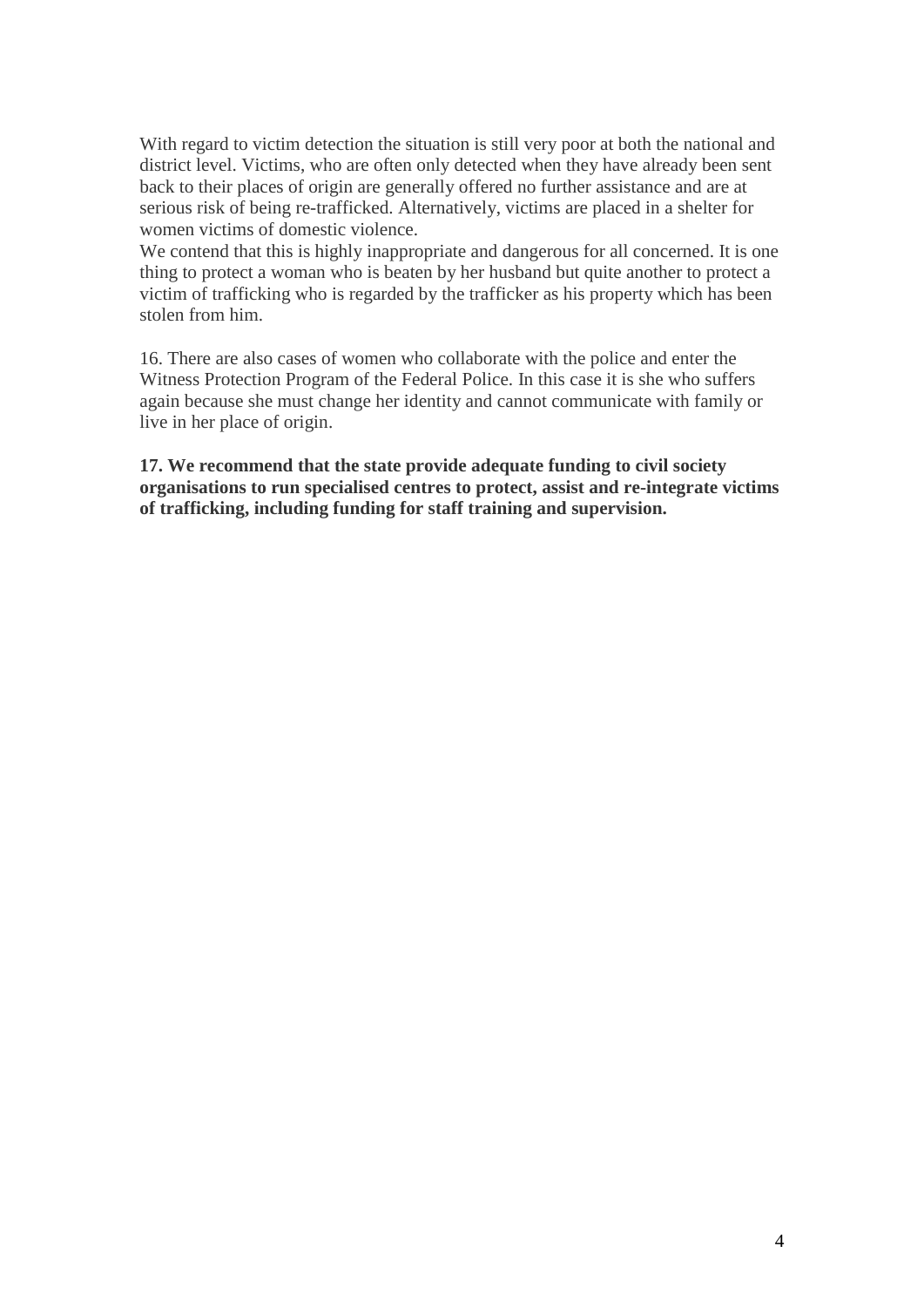With regard to victim detection the situation is still very poor at both the national and district level. Victims, who are often only detected when they have already been sent back to their places of origin are generally offered no further assistance and are at serious risk of being re-trafficked. Alternatively, victims are placed in a shelter for women victims of domestic violence.

We contend that this is highly inappropriate and dangerous for all concerned. It is one thing to protect a woman who is beaten by her husband but quite another to protect a victim of trafficking who is regarded by the trafficker as his property which has been stolen from him.

16. There are also cases of women who collaborate with the police and enter the Witness Protection Program of the Federal Police. In this case it is she who suffers again because she must change her identity and cannot communicate with family or live in her place of origin.

**17. We recommend that the state provide adequate funding to civil society organisations to run specialised centres to protect, assist and re-integrate victims of trafficking, including funding for staff training and supervision.**